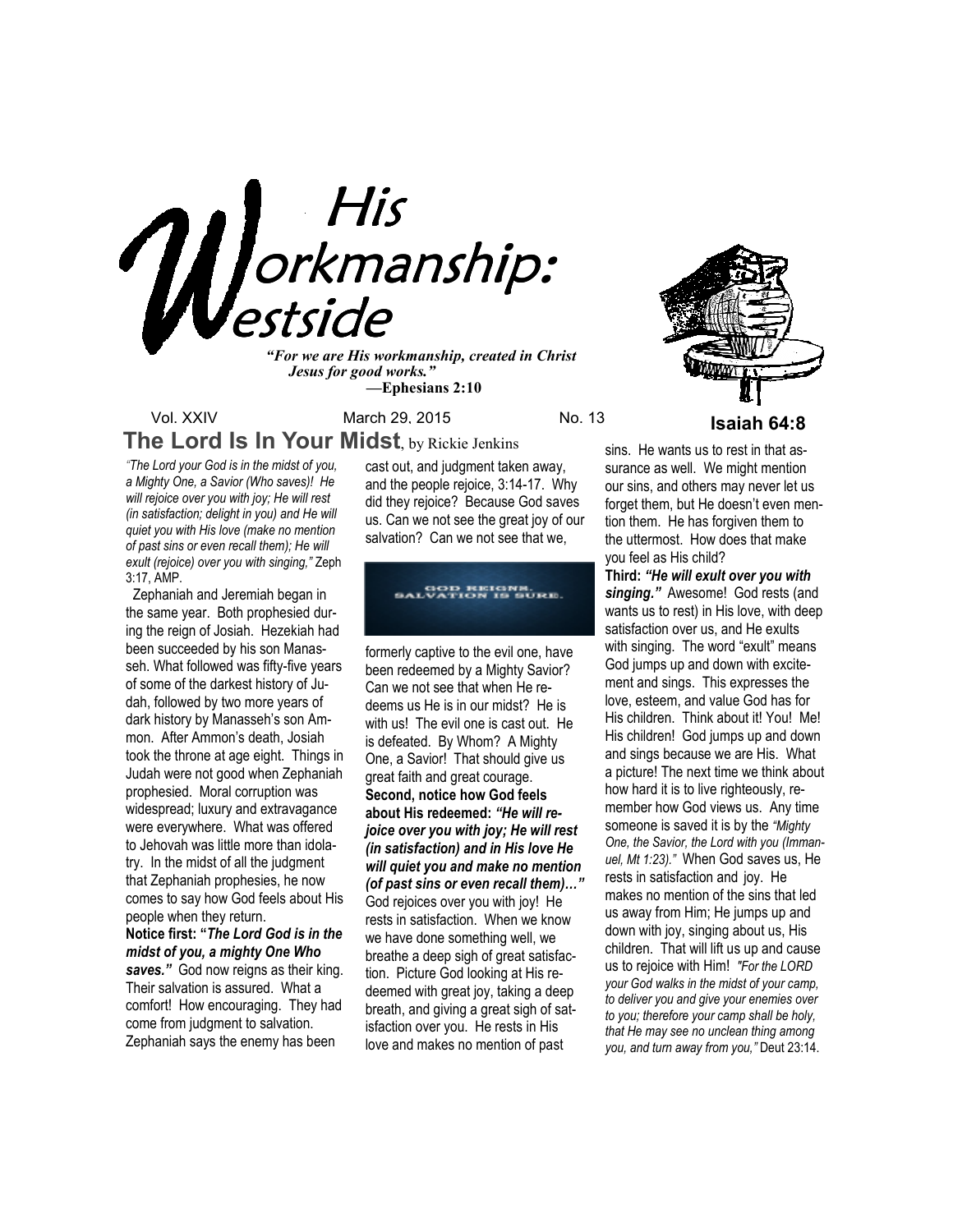# His Workmanship: Westside

***"For we are His workmanship, created in Christ Jesus for good works."***
**—Ephesians 2:10**

Vol. XXIV March 29, 2015 No. 13

**Isaiah 64:8**

## The Lord Is In Your Midst, by Rickie Jenkins

*"The Lord your God is in the midst of you, a Mighty One, a Savior (Who saves)! He will rejoice over you with joy; He will rest (in satisfaction; delight in you) and He will quiet you with His love (make no mention of past sins or even recall them); He will exult (rejoice) over you with singing,"* Zeph 3:17, AMP.

Zephaniah and Jeremiah began in the same year. Both prophesied during the reign of Josiah. Hezekiah had been succeeded by his son Manasseh. What followed was fifty-five years of some of the darkest history of Judah, followed by two more years of dark history by Manasseh's son Ammon. After Ammon's death, Josiah took the throne at age eight. Things in Judah were not good when Zephaniah prophesied. Moral corruption was widespread; luxury and extravagance were everywhere. What was offered to Jehovah was little more than idolatry. In the midst of all the judgment that Zephaniah prophesies, he now comes to say how God feels about His people when they return.

**Notice first: "*The Lord God is in the midst of you, a mighty One Who saves."*** God now reigns as their king. Their salvation is assured. What a comfort! How encouraging. They had come from judgment to salvation. Zephaniah says the enemy has been cast out, and judgment taken away, and the people rejoice, 3:14-17. Why did they rejoice? Because God saves us. Can we not see the great joy of our salvation? Can we not see that we,

GOD REIGNS.
SALVATION IS SURE.

formerly captive to the evil one, have been redeemed by a Mighty Savior? Can we not see that when He redeems us He is in our midst? He is with us! The evil one is cast out. He is defeated. By Whom? A Mighty One, a Savior! That should give us great faith and great courage.

**Second, notice how God feels about His redeemed: *"He will rejoice over you with joy; He will rest (in satisfaction) and in His love He will quiet you and make no mention (of past sins or even recall them)…"*** God rejoices over you with joy! He rests in satisfaction. When we know we have done something well, we breathe a deep sigh of great satisfaction. Picture God looking at His redeemed with great joy, taking a deep breath, and giving a great sigh of satisfaction over you. He rests in His love and makes no mention of past sins. He wants us to rest in that assurance as well. We might mention our sins, and others may never let us forget them, but He doesn't even mention them. He has forgiven them to the uttermost. How does that make you feel as His child?

**Third: *"He will exult over you with singing."*** Awesome! God rests (and wants us to rest) in His love, with deep satisfaction over us, and He exults with singing. The word "exult" means God jumps up and down with excitement and sings. This expresses the love, esteem, and value God has for His children. Think about it! You! Me! His children! God jumps up and down and sings because we are His. What a picture! The next time we think about how hard it is to live righteously, remember how God views us. Any time someone is saved it is by the *"Mighty One, the Savior, the Lord with you (Immanuel, Mt 1:23)."* When God saves us, He rests in satisfaction and joy. He makes no mention of the sins that led us away from Him; He jumps up and down with joy, singing about us, His children. That will lift us up and cause us to rejoice with Him! *"For the LORD your God walks in the midst of your camp, to deliver you and give your enemies over to you; therefore your camp shall be holy, that He may see no unclean thing among you, and turn away from you,"* Deut 23:14.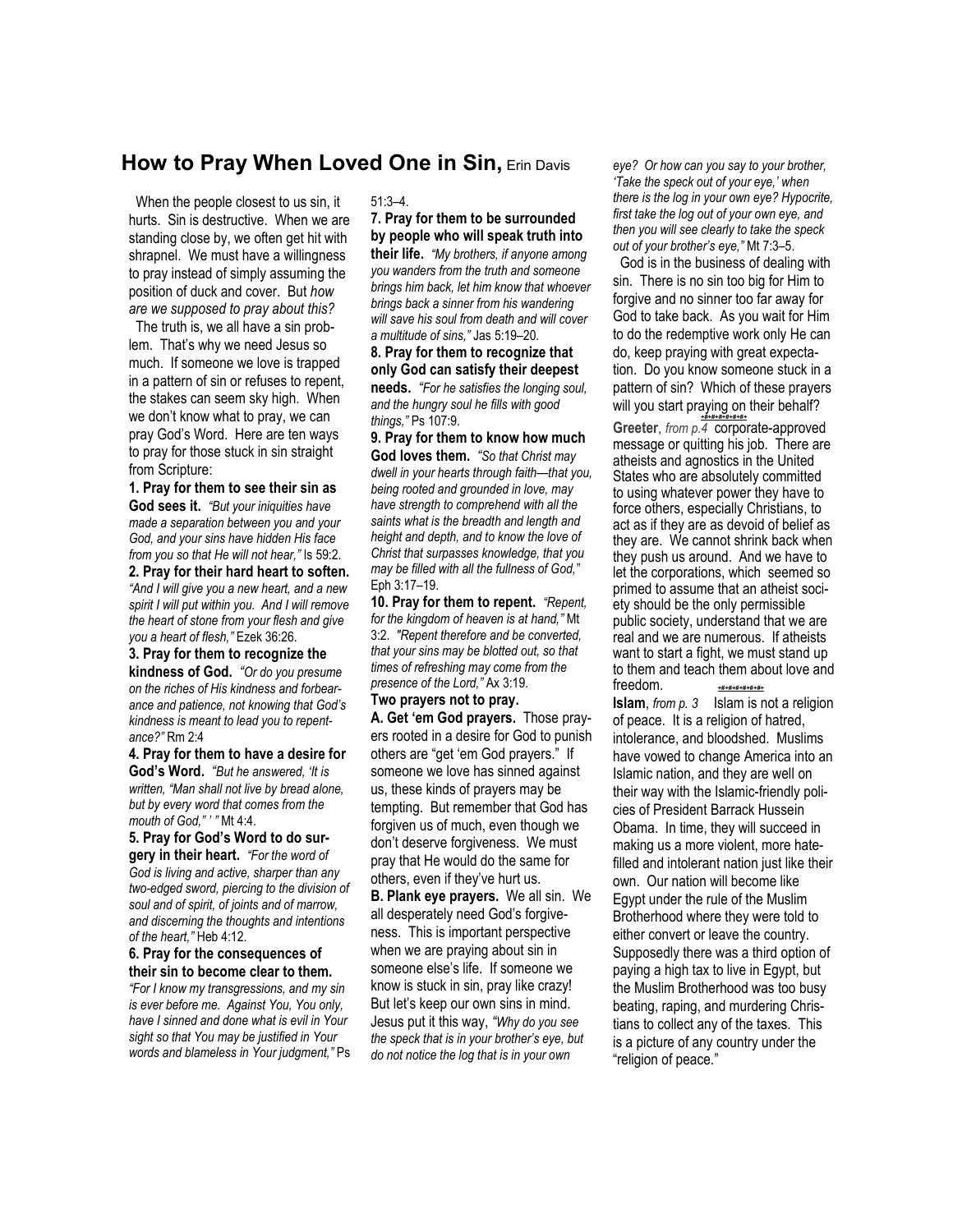## How to Pray When Loved One in Sin, Erin Davis

When the people closest to us sin, it hurts. Sin is destructive. When we are standing close by, we often get hit with shrapnel. We must have a willingness to pray instead of simply assuming the position of duck and cover. But *how are we supposed to pray about this?*

The truth is, we all have a sin problem. That's why we need Jesus so much. If someone we love is trapped in a pattern of sin or refuses to repent, the stakes can seem sky high. When we don't know what to pray, we can pray God's Word. Here are ten ways to pray for those stuck in sin straight from Scripture:

**1. Pray for them to see their sin as God sees it.** *"But your iniquities have made a separation between you and your God, and your sins have hidden His face from you so that He will not hear,"* Is 59:2.

**2. Pray for their hard heart to soften.** *"And I will give you a new heart, and a new spirit I will put within you. And I will remove the heart of stone from your flesh and give you a heart of flesh,"* Ezek 36:26.

**3. Pray for them to recognize the kindness of God.** *"Or do you presume on the riches of His kindness and forbearance and patience, not knowing that God's kindness is meant to lead you to repentance?"* Rm 2:4

**4. Pray for them to have a desire for God's Word.** *"But he answered, 'It is written, "Man shall not live by bread alone, but by every word that comes from the mouth of God," ' "* Mt 4:4.

**5. Pray for God's Word to do surgery in their heart.** *"For the word of God is living and active, sharper than any two-edged sword, piercing to the division of soul and of spirit, of joints and of marrow, and discerning the thoughts and intentions of the heart,"* Heb 4:12.

**6. Pray for the consequences of their sin to become clear to them.** *"For I know my transgressions, and my sin is ever before me. Against You, You only, have I sinned and done what is evil in Your sight so that You may be justified in Your words and blameless in Your judgment,"* Ps 51:3–4.

**7. Pray for them to be surrounded by people who will speak truth into their life.** *"My brothers, if anyone among you wanders from the truth and someone brings him back, let him know that whoever brings back a sinner from his wandering will save his soul from death and will cover a multitude of sins,"* Jas 5:19–20.

**8. Pray for them to recognize that only God can satisfy their deepest needs.** *"For he satisfies the longing soul, and the hungry soul he fills with good things,"* Ps 107:9.

**9. Pray for them to know how much God loves them.** *"So that Christ may dwell in your hearts through faith—that you, being rooted and grounded in love, may have strength to comprehend with all the saints what is the breadth and length and height and depth, and to know the love of Christ that surpasses knowledge, that you may be filled with all the fullness of God,"* Eph 3:17–19.

**10. Pray for them to repent.** *"Repent, for the kingdom of heaven is at hand,"* Mt 3:2. *"Repent therefore and be converted, that your sins may be blotted out, so that times of refreshing may come from the presence of the Lord,"* Ax 3:19.

**Two prayers not to pray.**

**A. Get 'em God prayers.** Those prayers rooted in a desire for God to punish others are "get 'em God prayers." If someone we love has sinned against us, these kinds of prayers may be tempting. But remember that God has forgiven us of much, even though we don't deserve forgiveness. We must pray that He would do the same for others, even if they've hurt us.

**B. Plank eye prayers.** We all sin. We all desperately need God's forgiveness. This is important perspective when we are praying about sin in someone else's life. If someone we know is stuck in sin, pray like crazy! But let's keep our own sins in mind. Jesus put it this way, *"Why do you see the speck that is in your brother's eye, but do not notice the log that is in your own eye? Or how can you say to your brother, 'Take the speck out of your eye,' when there is the log in your own eye? Hypocrite, first take the log out of your own eye, and then you will see clearly to take the speck out of your brother's eye,"* Mt 7:3–5.

God is in the business of dealing with sin. There is no sin too big for Him to forgive and no sinner too far away for God to take back. As you wait for Him to do the redemptive work only He can do, keep praying with great expectation. Do you know someone stuck in a pattern of sin? Which of these prayers will you start praying on their behalf?

**Greeter**, *from p.4* corporate-approved message or quitting his job. There are atheists and agnostics in the United States who are absolutely committed to using whatever power they have to force others, especially Christians, to act as if they are as devoid of belief as they are. We cannot shrink back when they push us around. And we have to let the corporations, which seemed so primed to assume that an atheist society should be the only permissible public society, understand that we are real and we are numerous. If atheists want to start a fight, we must stand up to them and teach them about love and freedom.

**Islam**, *from p. 3* Islam is not a religion of peace. It is a religion of hatred, intolerance, and bloodshed. Muslims have vowed to change America into an Islamic nation, and they are well on their way with the Islamic-friendly policies of President Barrack Hussein Obama. In time, they will succeed in making us a more violent, more hate-filled and intolerant nation just like their own. Our nation will become like Egypt under the rule of the Muslim Brotherhood where they were told to either convert or leave the country. Supposedly there was a third option of paying a high tax to live in Egypt, but the Muslim Brotherhood was too busy beating, raping, and murdering Christians to collect any of the taxes. This is a picture of any country under the "religion of peace."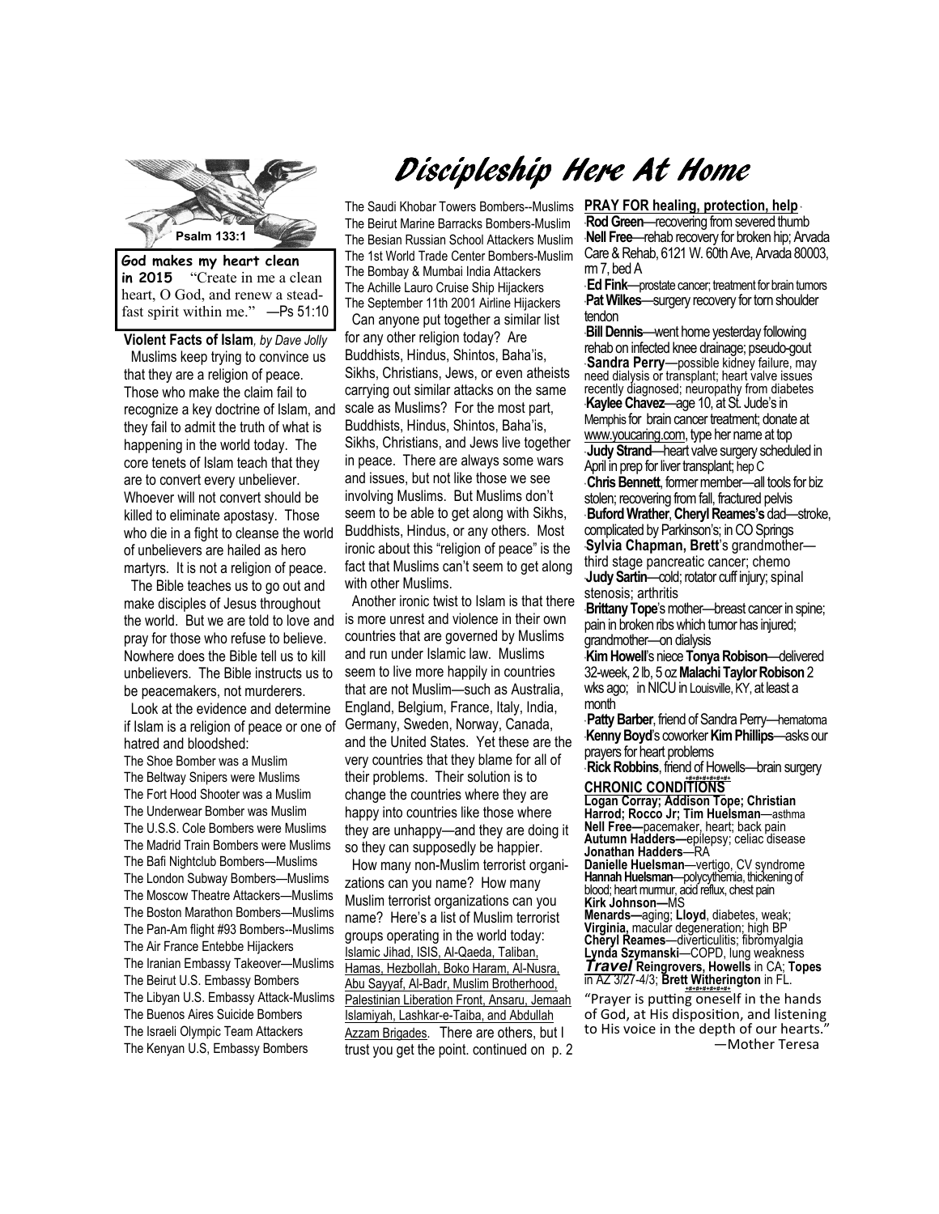Psalm 133:1

**God makes my heart clean in 2015** "Create in me a clean heart, O God, and renew a steadfast spirit within me." —Ps 51:10

# Discipleship Here At Home

**Violent Facts of Islam**, *by Dave Jolly*

Muslims keep trying to convince us that they are a religion of peace. Those who make the claim fail to recognize a key doctrine of Islam, and they fail to admit the truth of what is happening in the world today. The core tenets of Islam teach that they are to convert every unbeliever. Whoever will not convert should be killed to eliminate apostasy. Those who die in a fight to cleanse the world of unbelievers are hailed as hero martyrs. It is not a religion of peace.

The Bible teaches us to go out and make disciples of Jesus throughout the world. But we are told to love and pray for those who refuse to believe. Nowhere does the Bible tell us to kill unbelievers. The Bible instructs us to be peacemakers, not murderers.

Look at the evidence and determine if Islam is a religion of peace or one of hatred and bloodshed:

The Shoe Bomber was a Muslim
The Beltway Snipers were Muslims
The Fort Hood Shooter was a Muslim
The Underwear Bomber was Muslim
The U.S.S. Cole Bombers were Muslims
The Madrid Train Bombers were Muslims
The Bafi Nightclub Bombers—Muslims
The London Subway Bombers—Muslims
The Moscow Theatre Attackers—Muslims
The Boston Marathon Bombers—Muslims
The Pan-Am flight #93 Bombers--Muslims
The Air France Entebbe Hijackers
The Iranian Embassy Takeover—Muslims
The Beirut U.S. Embassy Bombers
The Libyan U.S. Embassy Attack-Muslims
The Buenos Aires Suicide Bombers
The Israeli Olympic Team Attackers
The Kenyan U.S, Embassy Bombers
The Saudi Khobar Towers Bombers--Muslims
The Beirut Marine Barracks Bombers-Muslim
The Besian Russian School Attackers Muslim
The 1st World Trade Center Bombers-Muslim
The Bombay & Mumbai India Attackers
The Achille Lauro Cruise Ship Hijackers
The September 11th 2001 Airline Hijackers

Can anyone put together a similar list for any other religion today? Are Buddhists, Hindus, Shintos, Baha'is, Sikhs, Christians, Jews, or even atheists carrying out similar attacks on the same scale as Muslims? For the most part, Buddhists, Hindus, Shintos, Baha'is, Sikhs, Christians, and Jews live together in peace. There are always some wars and issues, but not like those we see involving Muslims. But Muslims don't seem to be able to get along with Sikhs, Buddhists, Hindus, or any others. Most ironic about this "religion of peace" is the fact that Muslims can't seem to get along with other Muslims.

Another ironic twist to Islam is that there is more unrest and violence in their own countries that are governed by Muslims and run under Islamic law. Muslims seem to live more happily in countries that are not Muslim—such as Australia, England, Belgium, France, Italy, India, Germany, Sweden, Norway, Canada, and the United States. Yet these are the very countries that they blame for all of their problems. Their solution is to change the countries where they are happy into countries like those where they are unhappy—and they are doing it so they can supposedly be happier.

How many non-Muslim terrorist organizations can you name? How many Muslim terrorist organizations can you name? Here's a list of Muslim terrorist groups operating in the world today: Islamic Jihad, ISIS, Al-Qaeda, Taliban, Hamas, Hezbollah, Boko Haram, Al-Nusra, Abu Sayyaf, Al-Badr, Muslim Brotherhood, Palestinian Liberation Front, Ansaru, Jemaah Islamiyah, Lashkar-e-Taiba, and Abdullah Azzam Brigades. There are others, but I trust you get the point. continued on p. 2

**PRAY FOR healing, protection, help**

- **Rod Green**—recovering from severed thumb
- **Nell Free**—rehab recovery for broken hip; Arvada Care & Rehab, 6121 W. 60th Ave, Arvada 80003, rm 7, bed A
- **Ed Fink**—prostate cancer; treatment for brain tumors
- **Pat Wilkes**—surgery recovery for torn shoulder tendon
- **Bill Dennis**—went home yesterday following rehab on infected knee drainage; pseudo-gout
- **Sandra Perry**—possible kidney failure, may need dialysis or transplant; heart valve issues recently diagnosed; neuropathy from diabetes
- **Kaylee Chavez**—age 10, at St. Jude's in Memphis for brain cancer treatment; donate at www.youcaring.com, type her name at top
- **Judy Strand**—heart valve surgery scheduled in April in prep for liver transplant; hep C
- **Chris Bennett**, former member—all tools for biz stolen; recovering from fall, fractured pelvis
- **Buford Wrather**, **Cheryl Reames's** dad—stroke, complicated by Parkinson's; in CO Springs
- **Sylvia Chapman, Brett**'s grandmother—third stage pancreatic cancer; chemo
- **Judy Sartin**—cold; rotator cuff injury; spinal stenosis; arthritis
- **Brittany Tope**'s mother—breast cancer in spine; pain in broken ribs which tumor has injured; grandmother—on dialysis
- **Kim Howell**'s niece **Tonya Robison**—delivered 32-week, 2 lb, 5 oz **Malachi Taylor Robison** 2 wks ago; in NICU in Louisville, KY, at least a month
- **Patty Barber**, friend of Sandra Perry—hematoma
- **Kenny Boyd**'s coworker **Kim Phillips**—asks our prayers for heart problems
- **Rick Robbins**, friend of Howells—brain surgery

**CHRONIC CONDITIONS**

**Logan Corray; Addison Tope; Christian Harrod; Rocco Jr; Tim Huelsman**—asthma
**Nell Free—**pacemaker, heart; back pain
**Autumn Hadders—**epilepsy; celiac disease
**Jonathan Hadders**—RA
**Danielle Huelsman**—vertigo, CV syndrome
**Hannah Huelsman**—polycythemia, thickening of blood; heart murmur, acid reflux, chest pain
**Kirk Johnson—**MS
**Menards—**aging; **Lloyd**, diabetes, weak; **Virginia,** macular degeneration; high BP
**Cheryl Reames**—diverticulitis; fibromyalgia
**Lynda Szymanski**—COPD, lung weakness

***Travel*** **Reingrovers, Howells** in CA; **Topes** in AZ 3/27-4/3; **Brett Witherington** in FL.

"Prayer is putting oneself in the hands of God, at His disposition, and listening to His voice in the depth of our hearts."
—Mother Teresa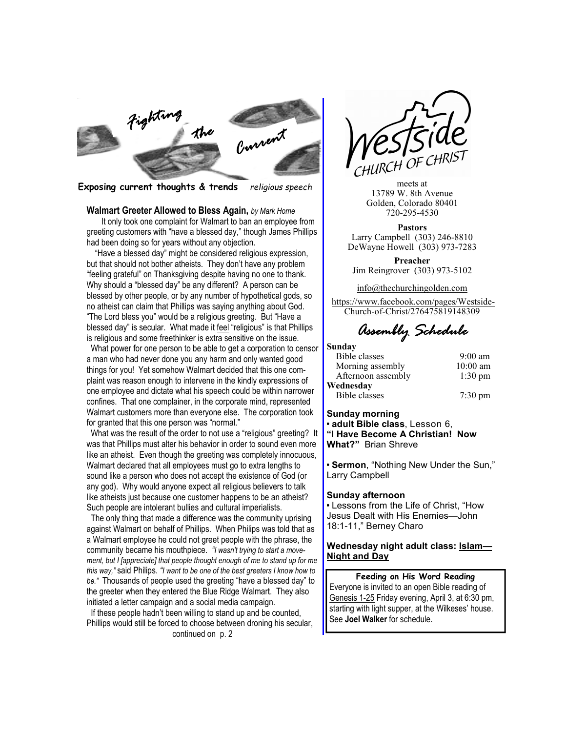# Fighting the Current

**Exposing current thoughts & trends** *religious speech*

## Walmart Greeter Allowed to Bless Again, *by Mark Home*

It only took one complaint for Walmart to ban an employee from greeting customers with "have a blessed day," though James Phillips had been doing so for years without any objection.

"Have a blessed day" might be considered religious expression, but that should not bother atheists. They don't have any problem "feeling grateful" on Thanksgiving despite having no one to thank. Why should a "blessed day" be any different? A person can be blessed by other people, or by any number of hypothetical gods, so no atheist can claim that Phillips was saying anything about God. "The Lord bless you" would be a religious greeting. But "Have a blessed day" is secular. What made it feel "religious" is that Phillips is religious and some freethinker is extra sensitive on the issue.

What power for one person to be able to get a corporation to censor a man who had never done you any harm and only wanted good things for you! Yet somehow Walmart decided that this one complaint was reason enough to intervene in the kindly expressions of one employee and dictate what his speech could be within narrower confines. That one complainer, in the corporate mind, represented Walmart customers more than everyone else. The corporation took for granted that this one person was "normal."

What was the result of the order to not use a "religious" greeting? It was that Phillips must alter his behavior in order to sound even more like an atheist. Even though the greeting was completely innocuous, Walmart declared that all employees must go to extra lengths to sound like a person who does not accept the existence of God (or any god). Why would anyone expect all religious believers to talk like atheists just because one customer happens to be an atheist? Such people are intolerant bullies and cultural imperialists.

The only thing that made a difference was the community uprising against Walmart on behalf of Phillips. When Philips was told that as a Walmart employee he could not greet people with the phrase, the community became his mouthpiece. *"I wasn't trying to start a movement, but I [appreciate] that people thought enough of me to stand up for me this way,"* said Philips. *"I want to be one of the best greeters I know how to be."* Thousands of people used the greeting "have a blessed day" to the greeter when they entered the Blue Ridge Walmart. They also initiated a letter campaign and a social media campaign.

If these people hadn't been willing to stand up and be counted, Phillips would still be forced to choose between droning his secular,

continued on p. 2

---

# Westside Church of Christ

meets at
13789 W. 8th Avenue
Golden, Colorado 80401
720-295-4530

**Pastors**
Larry Campbell (303) 246-8810
DeWayne Howell (303) 973-7283

**Preacher**
Jim Reingrover (303) 973-5102

info@thechurchingolden.com

https://www.facebook.com/pages/Westside-Church-of-Christ/276475819148309

## Assembly Schedule

| | |
|---|---|
| **Sunday** | |
| Bible classes | 9:00 am |
| Morning assembly | 10:00 am |
| Afternoon assembly | 1:30 pm |
| **Wednesday** | |
| Bible classes | 7:30 pm |

**Sunday morning**

- **adult Bible class**, Lesson 6, **"I Have Become A Christian! Now What?"** Brian Shreve
- **Sermon**, "Nothing New Under the Sun," Larry Campbell

**Sunday afternoon**

- Lessons from the Life of Christ, "How Jesus Dealt with His Enemies—John 18:1-11," Berney Charo

**Wednesday night adult class: Islam—Night and Day**

**Feeding on His Word Reading**

Everyone is invited to an open Bible reading of Genesis 1-25 Friday evening, April 3, at 6:30 pm, starting with light supper, at the Wilkeses' house. See **Joel Walker** for schedule.